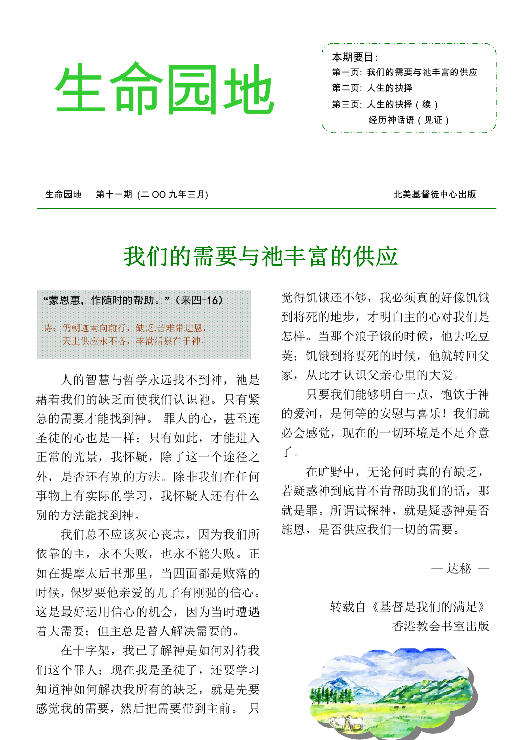# 生命园地

本期要目：

第一页：我们的需要与祂丰富的供应

第二页：人生的抉择

第三页：人生的抉择（续）

经历神话语（见证）

生命园地　第十一期（二 OO 九年三月）　　北美基督徒中心出版

## 我们的需要与祂丰富的供应

**"蒙恩惠，作随时的帮助。"（来四-16）**

诗：仍朝迦南向前行，缺乏苦难带进恩，

天上供应永不吝，丰满活泉在于神。

人的智慧与哲学永远找不到神，祂是藉着我们的缺乏而使我们认识祂。只有紧急的需要才能找到神。罪人的心，甚至连圣徒的心也是一样；只有如此，才能进入正常的光景，我怀疑，除了这一个途径之外，是否还有别的方法。除非我们在任何事物上有实际的学习，我怀疑人还有什么别的方法能找到神。

我们总不应该灰心丧志，因为我们所依靠的主，永不失败，也永不能失败。正如在提摩太后书那里，当四面都是败落的时候，保罗要他亲爱的儿子有刚强的信心。这是最好运用信心的机会，因为当时遭遇着大需要；但主总是替人解决需要的。

在十字架，我已了解神是如何对待我们这个罪人；现在我是圣徒了，还要学习知道神如何解决我所有的缺乏，就是先要感觉我的需要，然后把需要带到主前。只觉得饥饿还不够，我必须真的好像饥饿到将死的地步，才明白主的心对我们是怎样。当那个浪子饿的时候，他去吃豆荚；饥饿到将要死的时候，他就转回父家，从此才认识父亲心里的大爱。

只要我们能够明白一点，饱饮于神的爱河，是何等的安慰与喜乐！我们就必会感觉，现在的一切环境是不足介意了。

在旷野中，无论何时真的有缺乏，若疑惑神到底肯不肯帮助我们的话，那就是罪。所谓试探神，就是疑惑神是否施恩，是否供应我们一切的需要。

— 达秘 —

转载自《基督是我们的满足》
香港教会书室出版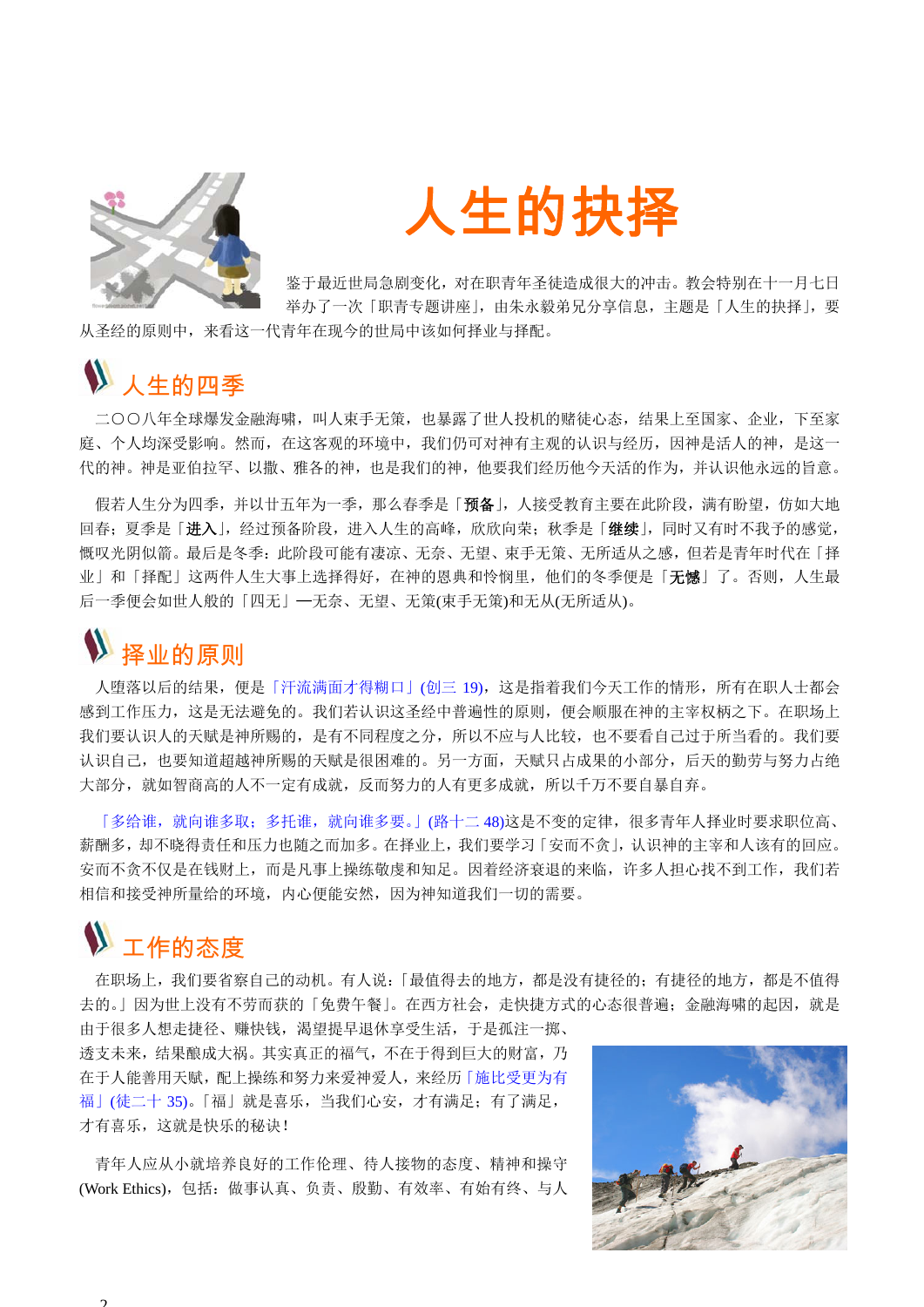# 人生的抉择

鉴于最近世局急剧变化，对在职青年圣徒造成很大的冲击。教会特别在十一月七日举办了一次「职青专题讲座」，由朱永毅弟兄分享信息，主题是「人生的抉择」，要从圣经的原则中，来看这一代青年在现今的世局中该如何择业与择配。

## 人生的四季

二〇〇八年全球爆发金融海啸，叫人束手无策，也暴露了世人投机的赌徒心态，结果上至国家、企业，下至家庭、个人均深受影响。然而，在这客观的环境中，我们仍可对神有主观的认识与经历，因神是活人的神，是这一代的神。神是亚伯拉罕、以撒、雅各的神，也是我们的神，他要我们经历他今天活的作为，并认识他永远的旨意。

假若人生分为四季，并以廿五年为一季，那么春季是「**预备**」，人接受教育主要在此阶段，满有盼望，仿如大地回春；夏季是「**进入**」，经过预备阶段，进入人生的高峰，欣欣向荣；秋季是「**继续**」，同时又有时不我予的感觉，慨叹光阴似箭。最后是冬季：此阶段可能有凄凉、无奈、无望、束手无策、无所适从之感，但若是青年时代在「择业」和「择配」这两件人生大事上选择得好，在神的恩典和怜悯里，他们的冬季便是「**无憾**」了。否则，人生最后一季便会如世人般的「四无」—无奈、无望、无策(束手无策)和无从(无所适从)。

## 择业的原则

人堕落以后的结果，便是「汗流满面才得糊口」(创三 19)，这是指着我们今天工作的情形，所有在职人士都会感到工作压力，这是无法避免的。我们若认识这圣经中普遍性的原则，便会顺服在神的主宰权柄之下。在职场上我们要认识人的天赋是神所赐的，是有不同程度之分，所以不应与人比较，也不要看自己过于所当看的。我们要认识自己，也要知道超越神所赐的天赋是很困难的。另一方面，天赋只占成果的小部分，后天的勤劳与努力占绝大部分，就如智商高的人不一定有成就，反而努力的人有更多成就，所以千万不要自暴自弃。

「多给谁，就向谁多取；多托谁，就向谁多要。」(路十二 48)这是不变的定律，很多青年人择业时要求职位高、薪酬多，却不晓得责任和压力也随之而加多。在择业上，我们要学习「安而不贪」，认识神的主宰和人该有的回应。安而不贪不仅是在钱财上，而是凡事上操练敬虔和知足。因着经济衰退的来临，许多人担心找不到工作，我们若相信和接受神所量给的环境，内心便能安然，因为神知道我们一切的需要。

## 工作的态度

在职场上，我们要省察自己的动机。有人说：「最值得去的地方，都是没有捷径的；有捷径的地方，都是不值得去的。」因为世上没有不劳而获的「免费午餐」。在西方社会，走快捷方式的心态很普遍；金融海啸的起因，就是由于很多人想走捷径、赚快钱，渴望提早退休享受生活，于是孤注一掷、透支未来，结果酿成大祸。其实真正的福气，不在于得到巨大的财富，乃在于人能善用天赋，配上操练和努力来爱神爱人，来经历「施比受更为有福」(徒二十 35)。「福」就是喜乐，当我们心安，才有满足；有了满足，才有喜乐，这就是快乐的秘诀！

青年人应从小就培养良好的工作伦理、待人接物的态度、精神和操守(Work Ethics)，包括：做事认真、负责、殷勤、有效率、有始有终、与人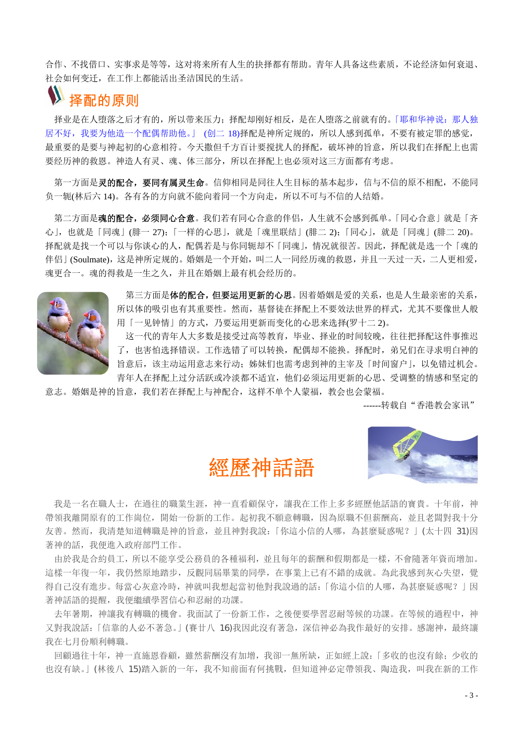合作、不找借口、实事求是等等，这对将来所有人生的抉择都有帮助。青年人具备这些素质，不论经济如何衰退、社会如何变迁，在工作上都能活出圣洁国民的生活。

## 择配的原则

择业是在人堕落之后才有的，所以带来压力；择配却刚好相反，是在人堕落之前就有的。「耶和华神说：那人独居不好，我要为他造一个配偶帮助他。」 (创二 18)择配是神所定规的，所以人感到孤单，不要有被定罪的感觉，最重要的是要与神起初的心意相符。今天撒但千方百计要搅扰人的择配，破坏神的旨意，所以我们在择配上也需要经历神的救恩。神造人有灵、魂、体三部分，所以在择配上也必须对这三方面都有考虑。

第一方面是**灵的配合，要同有属灵生命**。信仰相同是同往人生目标的基本起步，信与不信的原不相配，不能同负一轭(林后六 14)。各有各的方向就不能向着同一个方向走，所以不可与不信的人结婚。

第二方面是**魂的配合，必须同心合意**。我们若有同心合意的伴侣，人生就不会感到孤单。「同心合意」就是「齐心」，也就是「同魂」(腓一 27)；「一样的心思」，就是「魂里联结」(腓二 2)；「同心」，就是「同魂」(腓二 20)。择配就是找一个可以与你谈心的人，配偶若是与你同轭却不「同魂」，情况就很苦。因此，择配就是选一个「魂的伴侣」(Soulmate)，这是神所定规的。婚姻是一个开始，叫二人一同经历魂的救恩，并且一天过一天，二人更相爱，魂更合一。魂的得救是一生之久，并且在婚姻上最有机会经历的。

第三方面是**体的配合，但要运用更新的心思**。因着婚姻是爱的关系，也是人生最亲密的关系，所以体的吸引也有其重要性。然而，基督徒在择配上不要效法世界的样式，尤其不要像世人般用「一见钟情」的方式，乃要运用更新而变化的心思来选择(罗十二 2)。

这一代的青年人大多数是接受过高等教育，毕业、择业的时间较晚，往往把择配这件事推迟了，也害怕选择错误。工作选错了可以转换，配偶却不能换。择配时，弟兄们在寻求明白神的旨意后，该主动运用意志来行动；姊妹们也需考虑到神的主宰及「时间窗户」，以免错过机会。青年人在择配上过分活跃或冷淡都不适宜，他们必须运用更新的心思、受调整的情感和坚定的意志。婚姻是神的旨意，我们若在择配上与神配合，这样不单个人蒙福，教会也会蒙福。

------转载自“香港教会家讯”

# 經歷神話語

我是一名在職人士，在過往的職業生涯，神一直看顧保守，讓我在工作上多多經歷他話語的寶貴。十年前，神帶領我離開原有的工作崗位，開始一份新的工作。起初我不願意轉職，因為原職不但薪酬高，並且老闆對我十分友善。然而，我清楚知道轉職是神的旨意，並且神對我說：「你這小信的人哪，為甚麼疑惑呢？」(太十四 31)因著神的話，我便進入政府部門工作。

由於我是合約員工，所以不能享受公務員的各種福利，並且每年的薪酬和假期都是一樣，不會隨著年資而增加。這樣一年復一年，我仍然原地踏步，反觀同屆畢業的同學，在事業上已有不錯的成就。為此我感到灰心失望，覺得自己沒有進步。每當心灰意冷時，神就叫我想起當初他對我說過的話：「你這小信的人哪，為甚麼疑惑呢？」因著神話語的提醒，我便繼續學習信心和忍耐的功課。

去年暑期，神讓我有轉職的機會。我面試了一份新工作，之後便要學習忍耐等候的功課。在等候的過程中，神又對我說話：「信靠的人必不著急。」(賽廿八 16)我因此沒有著急，深信神必為我作最好的安排。感謝神，最終讓我在七月份順利轉職。

回顧過往十年，神一直施恩眷顧，雖然薪酬沒有加增，我卻一無所缺，正如經上說：「多收的也沒有餘；少收的也沒有缺。」(林後八 15)踏入新的一年，我不知前面有何挑戰，但知道神必定帶領我、陶造我，叫我在新的工作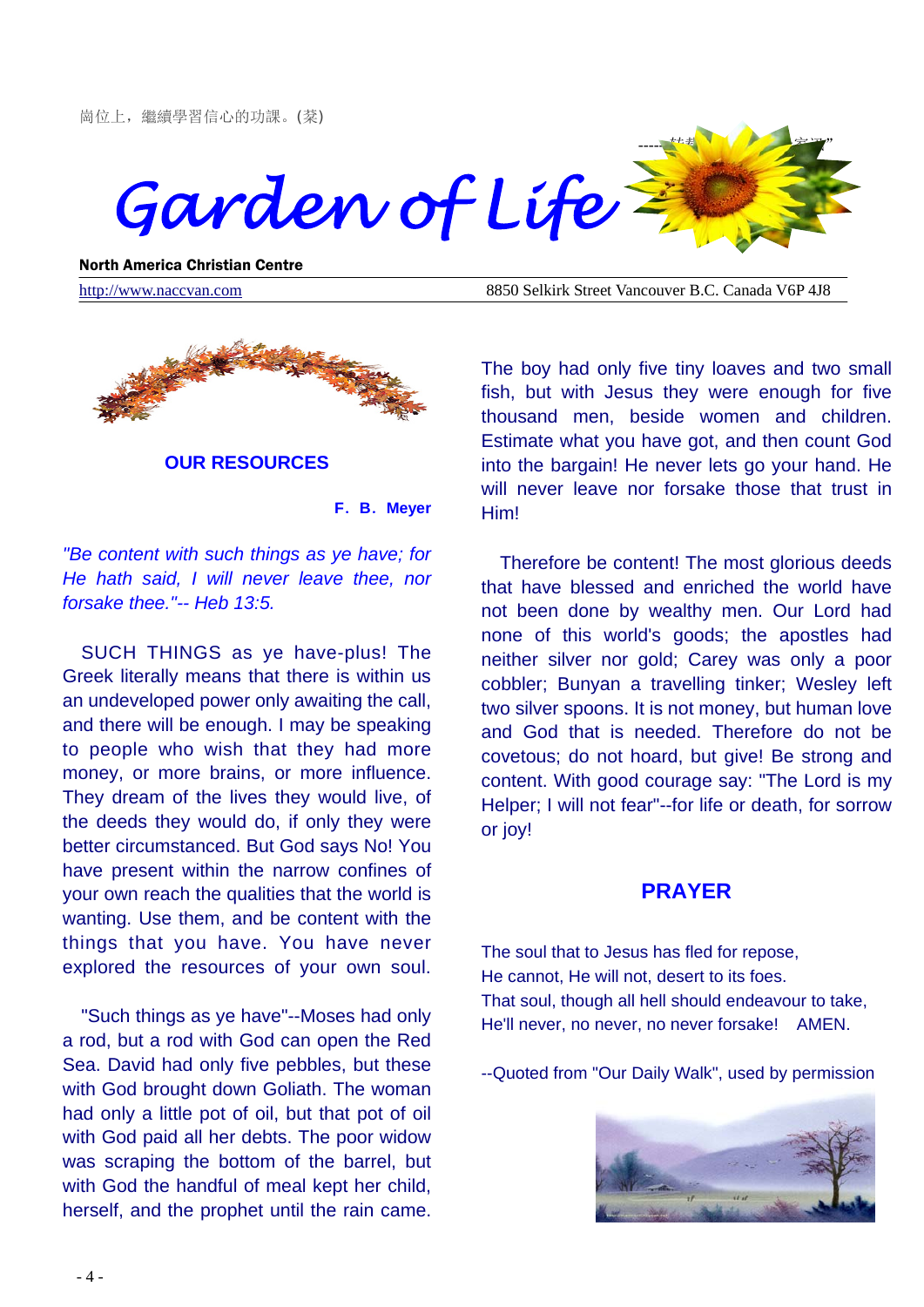崗位上，繼續學習信心的功課。(棻)

# Garden of Life

**North America Christian Centre**

http://www.naccvan.com 8850 Selkirk Street Vancouver B.C. Canada V6P 4J8

## OUR RESOURCES

**F. B. Meyer**

*"Be content with such things as ye have; for He hath said, I will never leave thee, nor forsake thee."-- Heb 13:5.*

SUCH THINGS as ye have-plus! The Greek literally means that there is within us an undeveloped power only awaiting the call, and there will be enough. I may be speaking to people who wish that they had more money, or more brains, or more influence. They dream of the lives they would live, of the deeds they would do, if only they were better circumstanced. But God says No! You have present within the narrow confines of your own reach the qualities that the world is wanting. Use them, and be content with the things that you have. You have never explored the resources of your own soul.

"Such things as ye have"--Moses had only a rod, but a rod with God can open the Red Sea. David had only five pebbles, but these with God brought down Goliath. The woman had only a little pot of oil, but that pot of oil with God paid all her debts. The poor widow was scraping the bottom of the barrel, but with God the handful of meal kept her child, herself, and the prophet until the rain came. The boy had only five tiny loaves and two small fish, but with Jesus they were enough for five thousand men, beside women and children. Estimate what you have got, and then count God into the bargain! He never lets go your hand. He will never leave nor forsake those that trust in Him!

Therefore be content! The most glorious deeds that have blessed and enriched the world have not been done by wealthy men. Our Lord had none of this world's goods; the apostles had neither silver nor gold; Carey was only a poor cobbler; Bunyan a travelling tinker; Wesley left two silver spoons. It is not money, but human love and God that is needed. Therefore do not be covetous; do not hoard, but give! Be strong and content. With good courage say: "The Lord is my Helper; I will not fear"--for life or death, for sorrow or joy!

## PRAYER

The soul that to Jesus has fled for repose,
He cannot, He will not, desert to its foes.
That soul, though all hell should endeavour to take,
He'll never, no never, no never forsake! AMEN.

--Quoted from "Our Daily Walk", used by permission